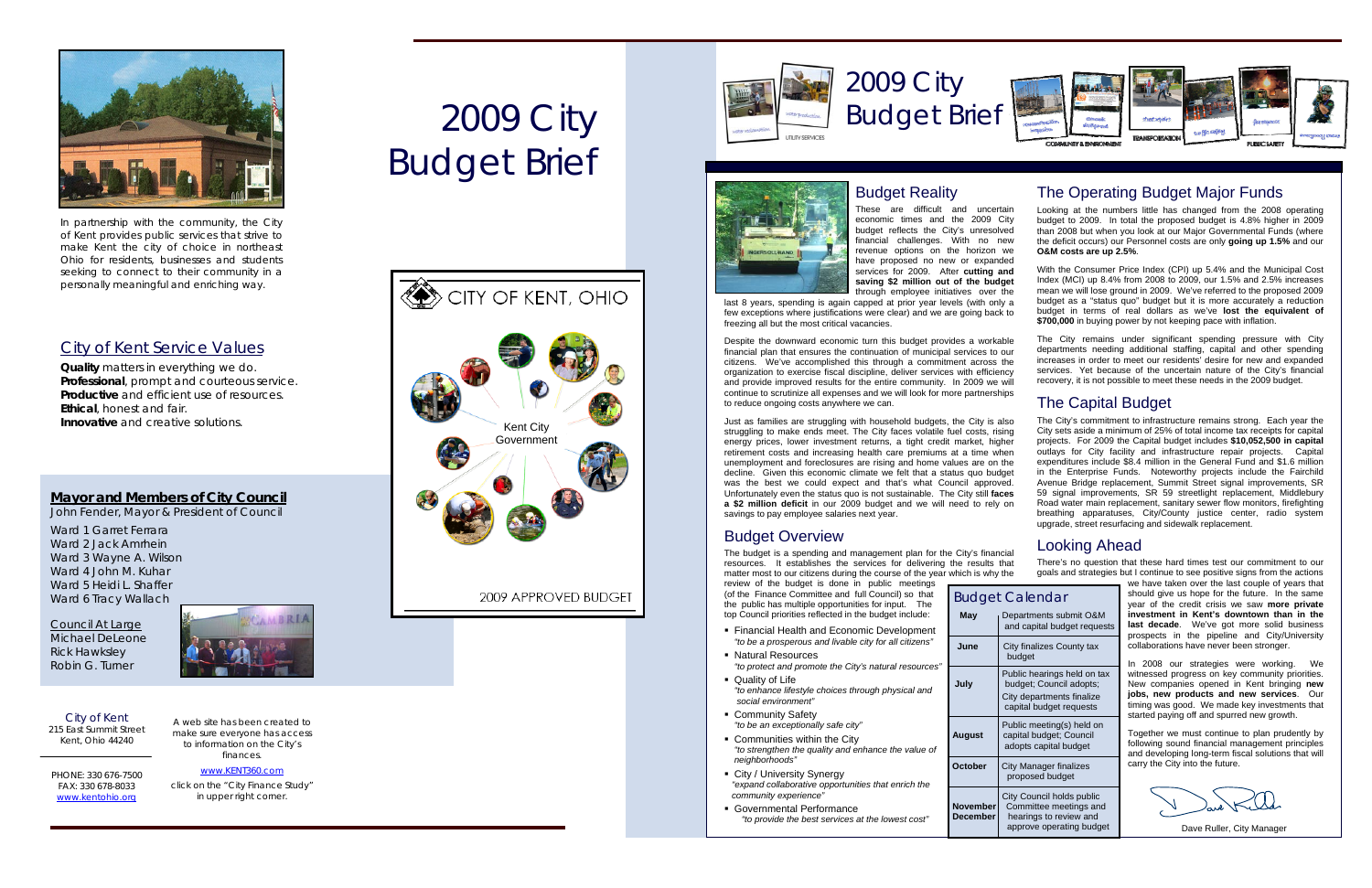In partnership with the community, the City of Kent provides public services that strive to make Kent the city of choice in northeast Ohio for residents, businesses and students seeking to connect to their community in a personally meaningful and enriching way.

## City of Kent Service Values

**Quality** matters in everything we do.
**Professional**, prompt and courteous service.
**Productive** and efficient use of resources.
**Ethical**, honest and fair.
**Innovative** and creative solutions.

## Mayor and Members of City Council

John Fender, Mayor & President of Council

Ward 1 Garret Ferrara
Ward 2 Jack Amrhein
Ward 3 Wayne A. Wilson
Ward 4 John M. Kuhar
Ward 5 Heidi L. Shaffer
Ward 6 Tracy Wallach

Council At Large
Michael DeLeone
Rick Hawksley
Robin G. Turner

City of Kent
215 East Summit Street
Kent, Ohio 44240

PHONE: 330 676-7500
FAX: 330 678-8033
www.kentohio.org

A web site has been created to make sure everyone has access to information on the City's finances.
www.KENT360.com
click on the "City Finance Study" in upper right corner.

# 2009 City Budget Brief

CITY OF KENT, OHIO

Kent City Government

2009 APPROVED BUDGET

# 2009 City Budget Brief

## Budget Reality

These are difficult and uncertain economic times and the 2009 City budget reflects the City's unresolved financial challenges. With no new revenue options on the horizon we have proposed no new or expanded services for 2009. After **cutting and saving $2 million out of the budget** through employee initiatives over the last 8 years, spending is again capped at prior year levels (with only a few exceptions where justifications were clear) and we are going back to freezing all but the most critical vacancies.

Despite the downward economic turn this budget provides a workable financial plan that ensures the continuation of municipal services to our citizens. We've accomplished this through a commitment across the organization to exercise fiscal discipline, deliver services with efficiency and provide improved results for the entire community. In 2009 we will continue to scrutinize all expenses and we will look for more partnerships to reduce ongoing costs anywhere we can.

Just as families are struggling with household budgets, the City is also struggling to make ends meet. The City faces volatile fuel costs, rising energy prices, lower investment returns, a tight credit market, higher retirement costs and increasing health care premiums at a time when unemployment and foreclosures are rising and home values are on the decline. Given this economic climate we felt that a status quo budget was the best we could expect and that's what Council approved. Unfortunately even the status quo is not sustainable. The City still **faces a $2 million deficit** in our 2009 budget and we will need to rely on savings to pay employee salaries next year.

## Budget Overview

The budget is a spending and management plan for the City's financial resources. It establishes the services for delivering the results that matter most to our citizens during the course of the year which is why the review of the budget is done in public meetings (of the Finance Committee and full Council) so that the public has multiple opportunities for input. The top Council priorities reflected in the budget include:

- Financial Health and Economic Development *"to be a prosperous and livable city for all citizens"*
- Natural Resources *"to protect and promote the City's natural resources"*
- Quality of Life *"to enhance lifestyle choices through physical and social environment"*
- Community Safety *"to be an exceptionally safe city"*
- Communities within the City *"to strengthen the quality and enhance the value of neighborhoods"*
- City / University Synergy *"expand collaborative opportunities that enrich the community experience"*
- Governmental Performance *"to provide the best services at the lowest cost"*

### Budget Calendar

| Month | Activity |
|---|---|
| May | Departments submit O&M and capital budget requests |
| June | City finalizes County tax budget |
| July | Public hearings held on tax budget; Council adopts; City departments finalize capital budget requests |
| August | Public meeting(s) held on capital budget; Council adopts capital budget |
| October | City Manager finalizes proposed budget |
| November December | City Council holds public Committee meetings and hearings to review and approve operating budget |

## The Operating Budget Major Funds

Looking at the numbers little has changed from the 2008 operating budget to 2009. In total the proposed budget is 4.8% higher in 2009 than 2008 but when you look at our Major Governmental Funds (where the deficit occurs) our Personnel costs are only **going up 1.5%** and our **O&M costs are up 2.5%**.

With the Consumer Price Index (CPI) up 5.4% and the Municipal Cost Index (MCI) up 8.4% from 2008 to 2009, our 1.5% and 2.5% increases mean we will lose ground in 2009. We've referred to the proposed 2009 budget as a "status quo" budget but it is more accurately a reduction budget in terms of real dollars as we've **lost the equivalent of $700,000** in buying power by not keeping pace with inflation.

The City remains under significant spending pressure with City departments needing additional staffing, capital and other spending increases in order to meet our residents' desire for new and expanded services. Yet because of the uncertain nature of the City's financial recovery, it is not possible to meet these needs in the 2009 budget.

## The Capital Budget

The City's commitment to infrastructure remains strong. Each year the City sets aside a minimum of 25% of total income tax receipts for capital projects. For 2009 the Capital budget includes **$10,052,500 in capital** outlays for City facility and infrastructure repair projects. Capital expenditures include $8.4 million in the General Fund and $1.6 million in the Enterprise Funds. Noteworthy projects include the Fairchild Avenue Bridge replacement, Summit Street signal improvements, SR 59 signal improvements, SR 59 streetlight replacement, Middlebury Road water main replacement, sanitary sewer flow monitors, firefighting breathing apparatuses, City/County justice center, radio system upgrade, street resurfacing and sidewalk replacement.

## Looking Ahead

There's no question that these hard times test our commitment to our goals and strategies but I continue to see positive signs from the actions we have taken over the last couple of years that should give us hope for the future. In the same year of the credit crisis we saw **more private investment in Kent's downtown than in the last decade**. We've got more solid business prospects in the pipeline and City/University collaborations have never been stronger.

In 2008 our strategies were working. We witnessed progress on key community priorities. New companies opened in Kent bringing **new jobs, new products and new services**. Our timing was good. We made key investments that started paying off and spurred new growth.

Together we must continue to plan prudently by following sound financial management principles and developing long-term fiscal solutions that will carry the City into the future.

Dave Ruller, City Manager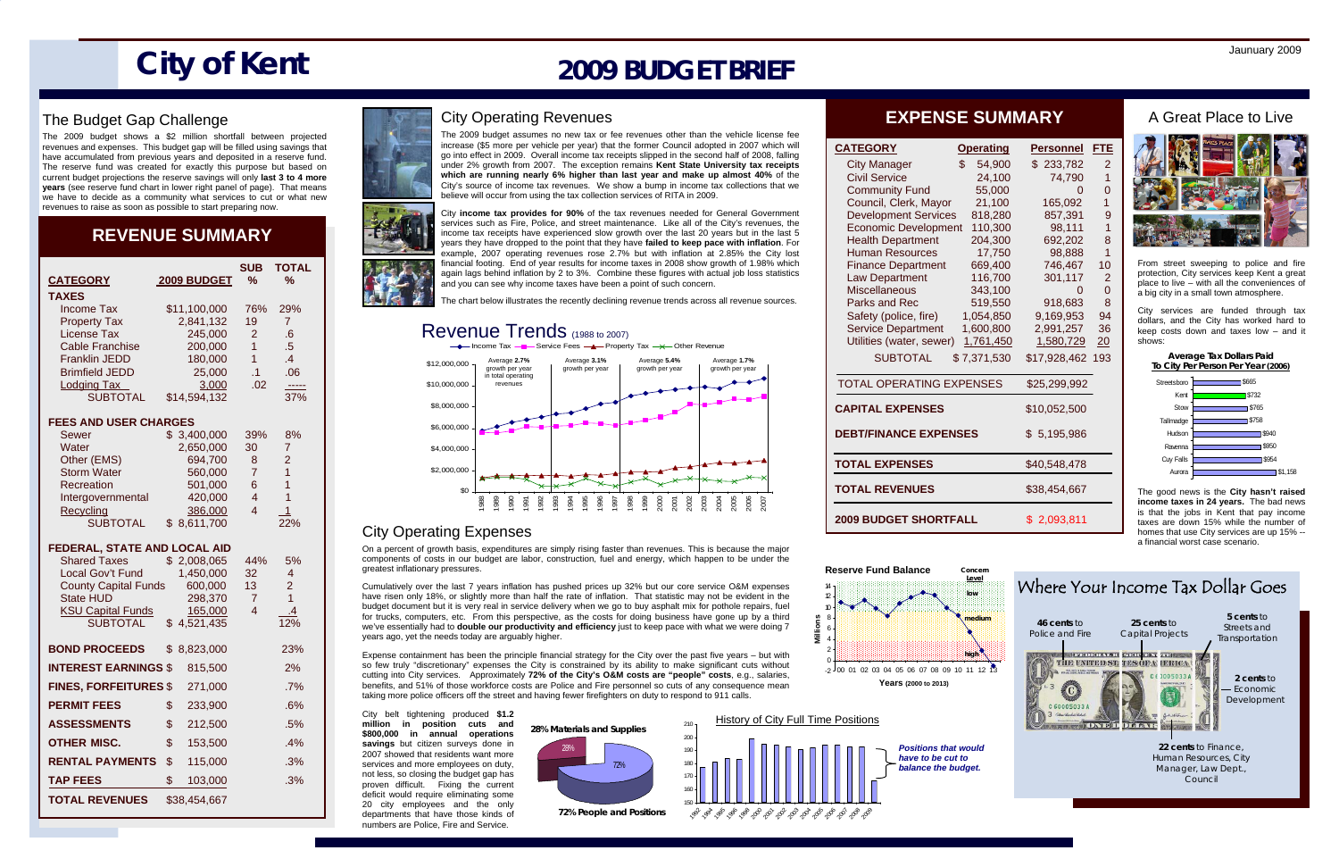Jaunuary 2009

# City of Kent

# 2009 BUDGET BRIEF

## The Budget Gap Challenge

The 2009 budget shows a $2 million shortfall between projected revenues and expenses. This budget gap will be filled using savings that have accumulated from previous years and deposited in a reserve fund. The reserve fund was created for exactly this purpose but based on current budget projections the reserve savings will only **last 3 to 4 more years** (see reserve fund chart in lower right panel of page). That means we have to decide as a community what services to cut or what new revenues to raise as soon as possible to start preparing now.

## REVENUE SUMMARY

| CATEGORY | 2009 BUDGET | SUB % | TOTAL % |
|---|---|---|---|
| **TAXES** | | | |
| Income Tax | $11,100,000 | 76% | 29% |
| Property Tax | 2,841,132 | 19 | 7 |
| License Tax | 245,000 | 2 | .6 |
| Cable Franchise | 200,000 | 1 | .5 |
| Franklin JEDD | 180,000 | 1 | .4 |
| Brimfield JEDD | 25,000 | .1 | .06 |
| Lodging Tax | 3,000 | .02 | ----- |
| SUBTOTAL | $14,594,132 | | 37% |
| **FEES AND USER CHARGES** | | | |
| Sewer | $ 3,400,000 | 39% | 8% |
| Water | 2,650,000 | 30 | 7 |
| Other (EMS) | 694,700 | 8 | 2 |
| Storm Water | 560,000 | 7 | 1 |
| Recreation | 501,000 | 6 | 1 |
| Intergovernmental | 420,000 | 4 | 1 |
| Recycling | 386,000 | 4 | 1 |
| SUBTOTAL | $ 8,611,700 | | 22% |
| **FEDERAL, STATE AND LOCAL AID** | | | |
| Shared Taxes | $ 2,008,065 | 44% | 5% |
| Local Gov't Fund | 1,450,000 | 32 | 4 |
| County Capital Funds | 600,000 | 13 | 2 |
| State HUD | 298,370 | 7 | 1 |
| KSU Capital Funds | 165,000 | 4 | .4 |
| SUBTOTAL | $ 4,521,435 | | 12% |
| **BOND PROCEEDS** | $ 8,823,000 | | 23% |
| **INTEREST EARNINGS** | $ 815,500 | | 2% |
| **FINES, FORFEITURES** | $ 271,000 | | .7% |
| **PERMIT FEES** | $ 233,900 | | .6% |
| **ASSESSMENTS** | $ 212,500 | | .5% |
| **OTHER MISC.** | $ 153,500 | | .4% |
| **RENTAL PAYMENTS** | $ 115,000 | | .3% |
| **TAP FEES** | $ 103,000 | | .3% |
| **TOTAL REVENUES** | $38,454,667 | | |

## City Operating Revenues

The 2009 budget assumes no new tax or fee revenues other than the vehicle license fee increase ($5 more per vehicle per year) that the former Council adopted in 2007 which will go into effect in 2009. Overall income tax receipts slipped in the second half of 2008, falling under 2% growth from 2007. The exception remains **Kent State University tax receipts which are running nearly 6% higher than last year and make up almost 40%** of the City's source of income tax revenues. We show a bump in income tax collections that we believe will occur from using the tax collection services of RITA in 2009.

City **income tax provides for 90%** of the tax revenues needed for General Government services such as Fire, Police, and street maintenance. Like all of the City's revenues, the income tax receipts have experienced slow growth over the last 20 years but in the last 5 years they have dropped to the point that they have **failed to keep pace with inflation**. For example, 2007 operating revenues rose 2.7% but with inflation at 2.85% the City lost financial footing. End of year results for income taxes in 2008 show growth of 1.98% which again lags behind inflation by 2 to 3%. Combine these figures with actual job loss statistics and you can see why income taxes have been a point of such concern.

The chart below illustrates the recently declining revenue trends across all revenue sources.

### Revenue Trends (1988 to 2007)

Income Tax — Service Fees — Property Tax — Other Revenue

Average **2.7%** growth per year in total operating revenues

Average **3.1%** growth per year

Average **5.4%** growth per year

Average **1.7%** growth per year

$12,000,000
$10,000,000
$8,000,000
$6,000,000
$4,000,000
$2,000,000
$0

1988 1989 1990 1991 1992 1993 1994 1995 1996 1997 1998 1999 2000 2001 2002 2003 2004 2005 2006 2007

## City Operating Expenses

On a percent of growth basis, expenditures are simply rising faster than revenues. This is because the major components of costs in our budget are labor, construction, fuel and energy, which happen to be under the greatest inflationary pressures.

Cumulatively over the last 7 years inflation has pushed prices up 32% but our core service O&M expenses have risen only 18%, or slightly more than half the rate of inflation. That statistic may not be evident in the budget document but it is very real in service delivery when we go to buy asphalt mix for pothole repairs, fuel for trucks, computers, etc. From this perspective, as the costs for doing business have gone up by a third we've essentially had to **double our productivity and efficiency** just to keep pace with what we were doing 7 years ago, yet the needs today are arguably higher.

Expense containment has been the principle financial strategy for the City over the past five years – but with so few truly "discretionary" expenses the City is constrained by its ability to make significant cuts without cutting into City services. Approximately **72% of the City's O&M costs are "people" costs**, e.g., salaries, benefits, and 51% of those workforce costs are Police and Fire personnel so cuts of any consequence mean taking more police officers off the street and having fewer firefighters on duty to respond to 911 calls.

City belt tightening produced **$1.2 million in position cuts and $800,000 in annual operations savings** but citizen surveys done in 2007 showed that residents want more services and more employees on duty, not less, so closing the budget gap has proven difficult. Fixing the current deficit would require eliminating some 20 city employees and the only departments that have those kinds of numbers are Police, Fire and Service.

**28% Materials and Supplies**

28%

72%

**72% People and Positions**

History of City Full Time Positions

210
200
190
180
170
160
150

1992 1994 1995 1996 1998 2000 2001 2002 2003 2004 2005 2006 2007 2008 2009

*Positions that would have to be cut to balance the budget.*

## EXPENSE SUMMARY

| CATEGORY | Operating | Personnel | FTE |
|---|---|---|---|
| City Manager | $ 54,900 | $ 233,782 | 2 |
| Civil Service | 24,100 | 74,790 | 1 |
| Community Fund | 55,000 | 0 | 0 |
| Council, Clerk, Mayor | 21,100 | 165,092 | 1 |
| Development Services | 818,280 | 857,391 | 9 |
| Economic Development | 110,300 | 98,111 | 1 |
| Health Department | 204,300 | 692,202 | 8 |
| Human Resources | 17,750 | 98,888 | 1 |
| Finance Department | 669,400 | 746,467 | 10 |
| Law Department | 116,700 | 301,117 | 2 |
| Miscellaneous | 343,100 | 0 | 0 |
| Parks and Rec | 519,550 | 918,683 | 8 |
| Safety (police, fire) | 1,054,850 | 9,169,953 | 94 |
| Service Department | 1,600,800 | 2,991,257 | 36 |
| Utilities (water, sewer) | 1,761,450 | 1,580,729 | 20 |
| SUBTOTAL | $ 7,371,530 | $17,928,462 | 193 |

| | |
|---|---|
| TOTAL OPERATING EXPENSES | $25,299,992 |
| **CAPITAL EXPENSES** | $10,052,500 |
| **DEBT/FINANCE EXPENSES** | $ 5,195,986 |
| **TOTAL EXPENSES** | $40,548,478 |
| **TOTAL REVENUES** | $38,454,667 |
| **2009 BUDGET SHORTFALL** | $ 2,093,811 |

**Reserve Fund Balance**

Concern Level

low

medium

high

Millions

14 12 10 8 6 4 2 0 -2

00 01 02 03 04 05 06 07 08 09 10 11 12 13

**Years (2000 to 2013)**

## A Great Place to Live

From street sweeping to police and fire protection, City services keep Kent a great place to live – with all the conveniences of a big city in a small town atmosphere.

City services are funded through tax dollars, and the City has worked hard to keep costs down and taxes low – and it shows:

**Average Tax Dollars Paid To City Per Person Per Year (2006)**

Streetsboro $665
Kent $732
Stow $765
Tallmadge $758
Hudson $940
Ravenna $950
Cuy Falls $954
Aurora $1,158

The good news is the **City hasn't raised income taxes in 24 years.** The bad news is that the jobs in Kent that pay income taxes are down 15% while the number of homes that use City services are up 15% -- a financial worst case scenario.

## Where Your Income Tax Dollar Goes

**46 cents** to Police and Fire

**25 cents** to Capital Projects

**5 cents** to Streets and Transportation

**2 cents** to Economic Development

**22 cents** to Finance, Human Resources, City Manager, Law Dept., Council